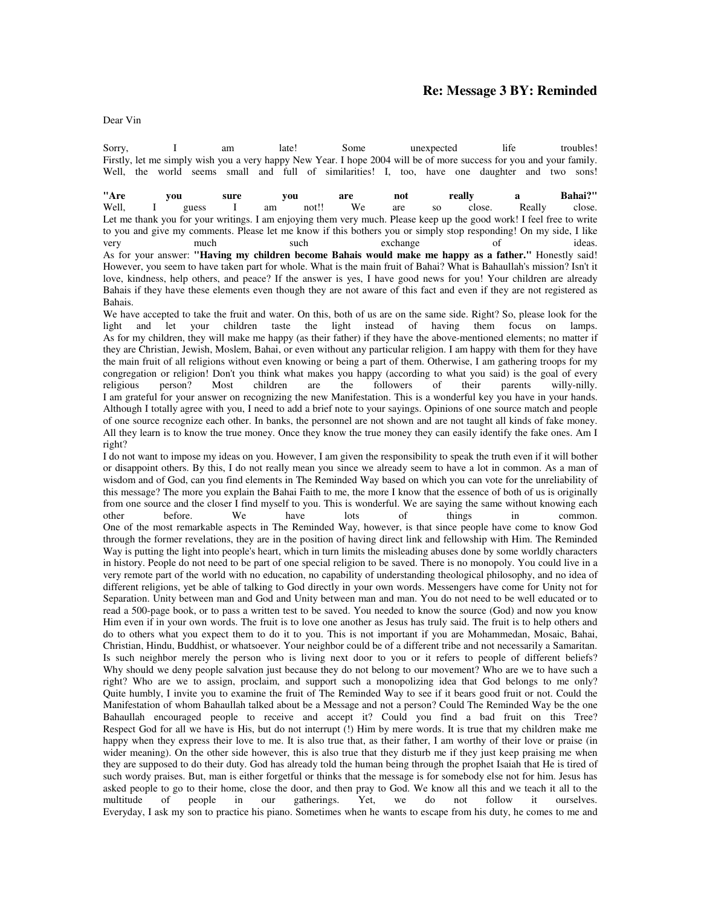## Re: Message 3 BY: Reminded

Dear Vin

Sorry, I am late! Some unexpected life troubles!
Firstly, let me simply wish you a very happy New Year. I hope 2004 will be of more success for you and your family.
Well, the world seems small and full of similarities! I, too, have one daughter and two sons!

**"Are you sure you are not really a Bahai?"**
Well, I guess I am not!! We are so close. Really close.
Let me thank you for your writings. I am enjoying them very much. Please keep up the good work! I feel free to write to you and give my comments. Please let me know if this bothers you or simply stop responding! On my side, I like very much such exchange of ideas.
As for your answer: **"Having my children become Bahais would make me happy as a father."** Honestly said! However, you seem to have taken part for whole. What is the main fruit of Bahai? What is Bahaullah's mission? Isn't it love, kindness, help others, and peace? If the answer is yes, I have good news for you! Your children are already Bahais if they have these elements even though they are not aware of this fact and even if they are not registered as Bahais.
We have accepted to take the fruit and water. On this, both of us are on the same side. Right? So, please look for the light and let your children taste the light instead of having them focus on lamps.
As for my children, they will make me happy (as their father) if they have the above-mentioned elements; no matter if they are Christian, Jewish, Moslem, Bahai, or even without any particular religion. I am happy with them for they have the main fruit of all religions without even knowing or being a part of them. Otherwise, I am gathering troops for my congregation or religion! Don't you think what makes you happy (according to what you said) is the goal of every religious person? Most children are the followers of their parents willy-nilly.
I am grateful for your answer on recognizing the new Manifestation. This is a wonderful key you have in your hands. Although I totally agree with you, I need to add a brief note to your sayings. Opinions of one source match and people of one source recognize each other. In banks, the personnel are not shown and are not taught all kinds of fake money. All they learn is to know the true money. Once they know the true money they can easily identify the fake ones. Am I right?
I do not want to impose my ideas on you. However, I am given the responsibility to speak the truth even if it will bother or disappoint others. By this, I do not really mean you since we already seem to have a lot in common. As a man of wisdom and of God, can you find elements in The Reminded Way based on which you can vote for the unreliability of this message? The more you explain the Bahai Faith to me, the more I know that the essence of both of us is originally from one source and the closer I find myself to you. This is wonderful. We are saying the same without knowing each other before. We have lots of things in common.
One of the most remarkable aspects in The Reminded Way, however, is that since people have come to know God through the former revelations, they are in the position of having direct link and fellowship with Him. The Reminded Way is putting the light into people's heart, which in turn limits the misleading abuses done by some worldly characters in history. People do not need to be part of one special religion to be saved. There is no monopoly. You could live in a very remote part of the world with no education, no capability of understanding theological philosophy, and no idea of different religions, yet be able of talking to God directly in your own words. Messengers have come for Unity not for Separation. Unity between man and God and Unity between man and man. You do not need to be well educated or to read a 500-page book, or to pass a written test to be saved. You needed to know the source (God) and now you know Him even if in your own words. The fruit is to love one another as Jesus has truly said. The fruit is to help others and do to others what you expect them to do it to you. This is not important if you are Mohammedan, Mosaic, Bahai, Christian, Hindu, Buddhist, or whatsoever. Your neighbor could be of a different tribe and not necessarily a Samaritan. Is such neighbor merely the person who is living next door to you or it refers to people of different beliefs? Why should we deny people salvation just because they do not belong to our movement? Who are we to have such a right? Who are we to assign, proclaim, and support such a monopolizing idea that God belongs to me only? Quite humbly, I invite you to examine the fruit of The Reminded Way to see if it bears good fruit or not. Could the Manifestation of whom Bahaullah talked about be a Message and not a person? Could The Reminded Way be the one Bahaullah encouraged people to receive and accept it? Could you find a bad fruit on this Tree? Respect God for all we have is His, but do not interrupt (!) Him by mere words. It is true that my children make me happy when they express their love to me. It is also true that, as their father, I am worthy of their love or praise (in wider meaning). On the other side however, this is also true that they disturb me if they just keep praising me when they are supposed to do their duty. God has already told the human being through the prophet Isaiah that He is tired of such wordy praises. But, man is either forgetful or thinks that the message is for somebody else not for him. Jesus has asked people to go to their home, close the door, and then pray to God. We know all this and we teach it all to the multitude of people in our gatherings. Yet, we do not follow it ourselves.
Everyday, I ask my son to practice his piano. Sometimes when he wants to escape from his duty, he comes to me and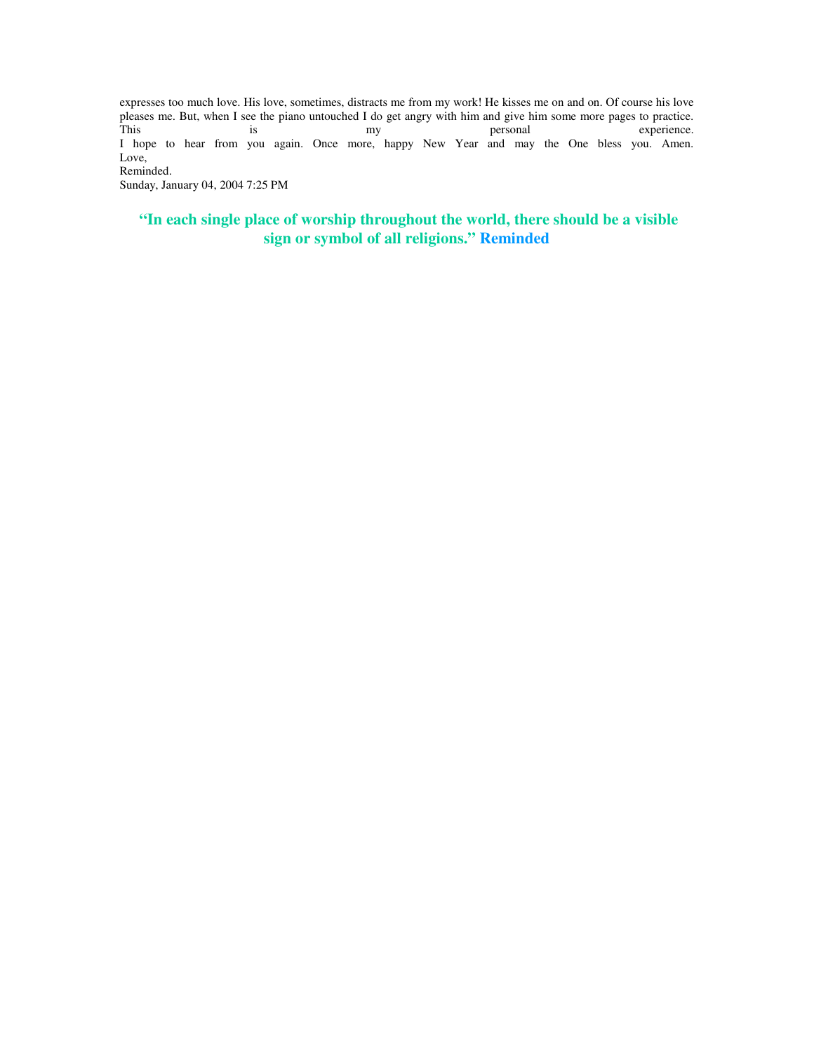expresses too much love. His love, sometimes, distracts me from my work! He kisses me on and on. Of course his love pleases me. But, when I see the piano untouched I do get angry with him and give him some more pages to practice. This is my personal experience.
I hope to hear from you again. Once more, happy New Year and may the One bless you. Amen.
Love,
Reminded.
Sunday, January 04, 2004 7:25 PM

**"In each single place of worship throughout the world, there should be a visible sign or symbol of all religions." Reminded**